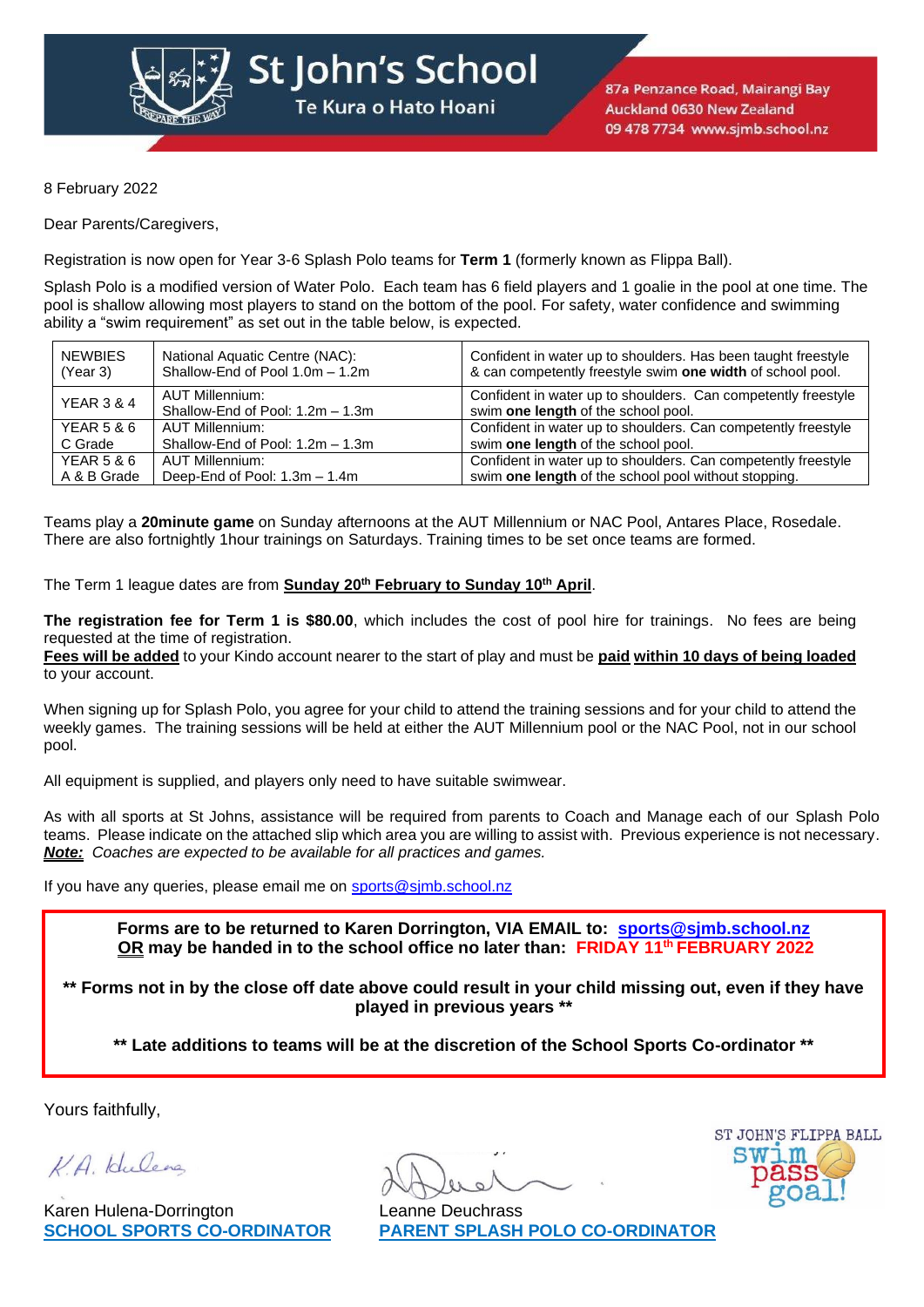# St John's School

Te Kura o Hato Hoani

87a Penzance Road, Mairangi Bay
Auckland 0630 New Zealand
09 478 7734 www.sjmb.school.nz

8 February 2022

Dear Parents/Caregivers,

Registration is now open for Year 3-6 Splash Polo teams for **Term 1** (formerly known as Flippa Ball).

Splash Polo is a modified version of Water Polo. Each team has 6 field players and 1 goalie in the pool at one time. The pool is shallow allowing most players to stand on the bottom of the pool. For safety, water confidence and swimming ability a "swim requirement" as set out in the table below, is expected.

| | | |
|---|---|---|
| NEWBIES (Year 3) | National Aquatic Centre (NAC): Shallow-End of Pool 1.0m – 1.2m | Confident in water up to shoulders. Has been taught freestyle & can competently freestyle swim **one width** of school pool. |
| YEAR 3 & 4 | AUT Millennium: Shallow-End of Pool: 1.2m – 1.3m | Confident in water up to shoulders. Can competently freestyle swim **one length** of the school pool. |
| YEAR 5 & 6 C Grade | AUT Millennium: Shallow-End of Pool: 1.2m – 1.3m | Confident in water up to shoulders. Can competently freestyle swim **one length** of the school pool. |
| YEAR 5 & 6 A & B Grade | AUT Millennium: Deep-End of Pool: 1.3m – 1.4m | Confident in water up to shoulders. Can competently freestyle swim **one length** of the school pool without stopping. |

Teams play a **20minute game** on Sunday afternoons at the AUT Millennium or NAC Pool, Antares Place, Rosedale. There are also fortnightly 1hour trainings on Saturdays. Training times to be set once teams are formed.

The Term 1 league dates are from **Sunday 20th February to Sunday 10th April**.

**The registration fee for Term 1 is $80.00**, which includes the cost of pool hire for trainings. No fees are being requested at the time of registration.
**Fees will be added** to your Kindo account nearer to the start of play and must be **paid within 10 days of being loaded** to your account.

When signing up for Splash Polo, you agree for your child to attend the training sessions and for your child to attend the weekly games. The training sessions will be held at either the AUT Millennium pool or the NAC Pool, not in our school pool.

All equipment is supplied, and players only need to have suitable swimwear.

As with all sports at St Johns, assistance will be required from parents to Coach and Manage each of our Splash Polo teams. Please indicate on the attached slip which area you are willing to assist with. Previous experience is not necessary. ***Note:*** *Coaches are expected to be available for all practices and games.*

If you have any queries, please email me on sports@sjmb.school.nz

**Forms are to be returned to Karen Dorrington, VIA EMAIL to: sports@sjmb.school.nz**
**OR may be handed in to the school office no later than: FRIDAY 11th FEBRUARY 2022**

**\*\* Forms not in by the close off date above could result in your child missing out, even if they have played in previous years \*\***

**\*\* Late additions to teams will be at the discretion of the School Sports Co-ordinator \*\***

Yours faithfully,

Karen Hulena-Dorrington
**SCHOOL SPORTS CO-ORDINATOR**

Leanne Deuchrass
**PARENT SPLASH POLO CO-ORDINATOR**

ST JOHN'S FLIPPA BALL
swim pass goal!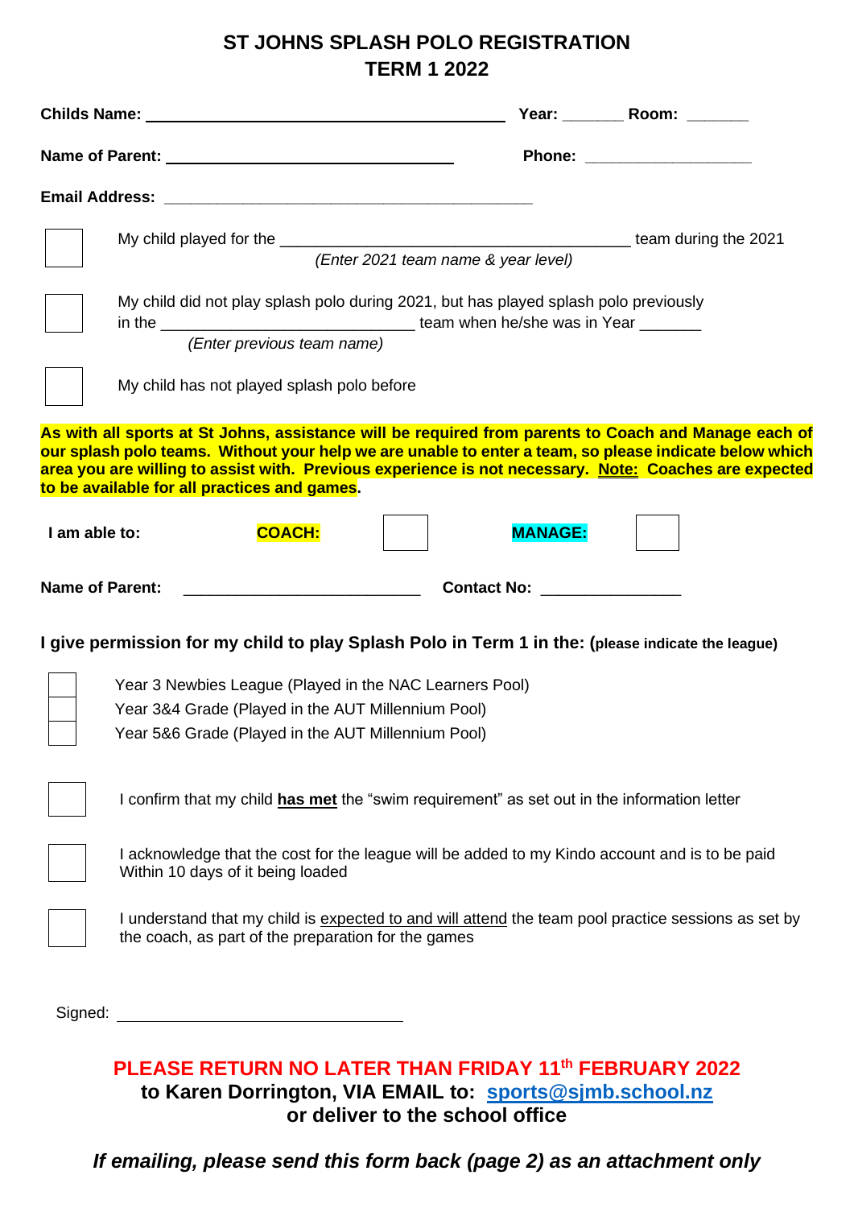# ST JOHNS SPLASH POLO REGISTRATION
# TERM 1 2022

**Childs Name:** ______________________________ **Year:** _______ **Room:** _______

**Name of Parent:** ______________________________ **Phone:** ___________________

**Email Address:** ______________________________________________

☐ My child played for the ________________________________________ team during the 2021
*(Enter 2021 team name & year level)*

☐ My child did not play splash polo during 2021, but has played splash polo previously in the _____________________________ team when he/she was in Year _______
*(Enter previous team name)*

☐ My child has not played splash polo before

**As with all sports at St Johns, assistance will be required from parents to Coach and Manage each of our splash polo teams. Without your help we are unable to enter a team, so please indicate below which area you are willing to assist with. Previous experience is not necessary. Note: Coaches are expected to be available for all practices and games.**

**I am able to:** **COACH:** ☐ **MANAGE:** ☐

**Name of Parent:** ___________________________ **Contact No:** ________________

**I give permission for my child to play Splash Polo in Term 1 in the: (please indicate the league)**

☐ Year 3 Newbies League (Played in the NAC Learners Pool)
☐ Year 3&4 Grade (Played in the AUT Millennium Pool)
☐ Year 5&6 Grade (Played in the AUT Millennium Pool)

☐ I confirm that my child **has met** the "swim requirement" as set out in the information letter

☐ I acknowledge that the cost for the league will be added to my Kindo account and is to be paid Within 10 days of it being loaded

☐ I understand that my child is expected to and will attend the team pool practice sessions as set by the coach, as part of the preparation for the games

Signed: ______________________________

**PLEASE RETURN NO LATER THAN FRIDAY 11th FEBRUARY 2022**
**to Karen Dorrington, VIA EMAIL to: sports@sjmb.school.nz**
**or deliver to the school office**

***If emailing, please send this form back (page 2) as an attachment only***